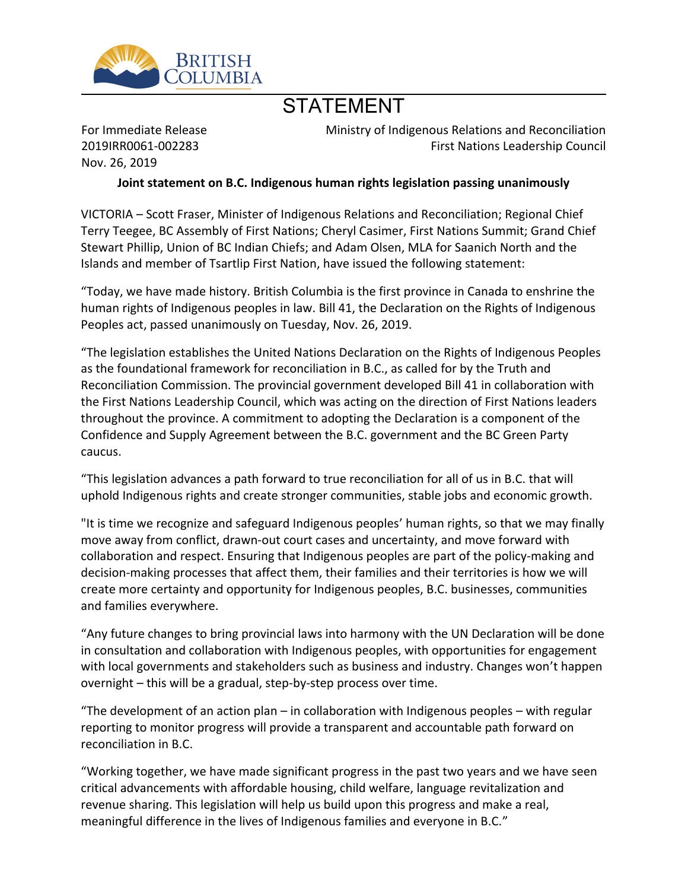# STATEMENT

For Immediate Release
2019IRR0061-002283
Nov. 26, 2019

Ministry of Indigenous Relations and Reconciliation
First Nations Leadership Council

**Joint statement on B.C. Indigenous human rights legislation passing unanimously**

VICTORIA – Scott Fraser, Minister of Indigenous Relations and Reconciliation; Regional Chief Terry Teegee, BC Assembly of First Nations; Cheryl Casimer, First Nations Summit; Grand Chief Stewart Phillip, Union of BC Indian Chiefs; and Adam Olsen, MLA for Saanich North and the Islands and member of Tsartlip First Nation, have issued the following statement:

"Today, we have made history. British Columbia is the first province in Canada to enshrine the human rights of Indigenous peoples in law. Bill 41, the Declaration on the Rights of Indigenous Peoples act, passed unanimously on Tuesday, Nov. 26, 2019.

"The legislation establishes the United Nations Declaration on the Rights of Indigenous Peoples as the foundational framework for reconciliation in B.C., as called for by the Truth and Reconciliation Commission. The provincial government developed Bill 41 in collaboration with the First Nations Leadership Council, which was acting on the direction of First Nations leaders throughout the province. A commitment to adopting the Declaration is a component of the Confidence and Supply Agreement between the B.C. government and the BC Green Party caucus.

"This legislation advances a path forward to true reconciliation for all of us in B.C. that will uphold Indigenous rights and create stronger communities, stable jobs and economic growth.

"It is time we recognize and safeguard Indigenous peoples' human rights, so that we may finally move away from conflict, drawn-out court cases and uncertainty, and move forward with collaboration and respect. Ensuring that Indigenous peoples are part of the policy-making and decision-making processes that affect them, their families and their territories is how we will create more certainty and opportunity for Indigenous peoples, B.C. businesses, communities and families everywhere.

"Any future changes to bring provincial laws into harmony with the UN Declaration will be done in consultation and collaboration with Indigenous peoples, with opportunities for engagement with local governments and stakeholders such as business and industry. Changes won't happen overnight – this will be a gradual, step-by-step process over time.

"The development of an action plan – in collaboration with Indigenous peoples – with regular reporting to monitor progress will provide a transparent and accountable path forward on reconciliation in B.C.

"Working together, we have made significant progress in the past two years and we have seen critical advancements with affordable housing, child welfare, language revitalization and revenue sharing. This legislation will help us build upon this progress and make a real, meaningful difference in the lives of Indigenous families and everyone in B.C."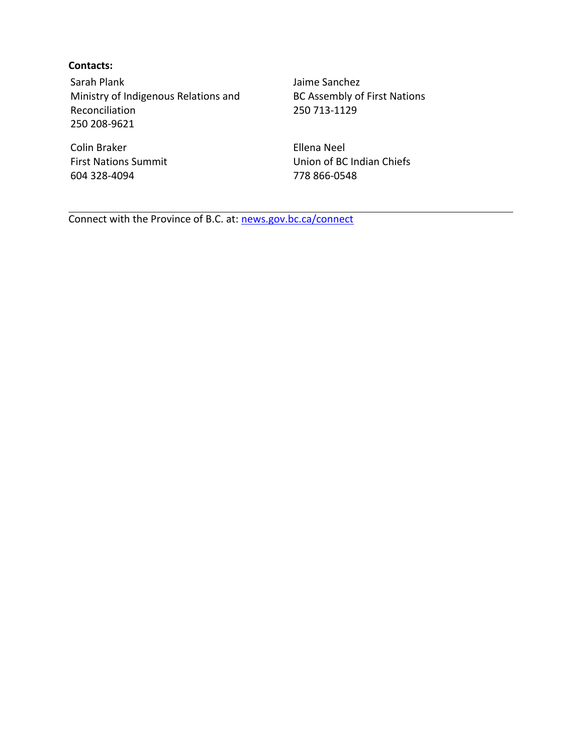**Contacts:**

Sarah Plank
Ministry of Indigenous Relations and Reconciliation
250 208-9621

Jaime Sanchez
BC Assembly of First Nations
250 713-1129

Colin Braker
First Nations Summit
604 328-4094

Ellena Neel
Union of BC Indian Chiefs
778 866-0548

---

Connect with the Province of B.C. at: [news.gov.bc.ca/connect](news.gov.bc.ca/connect)